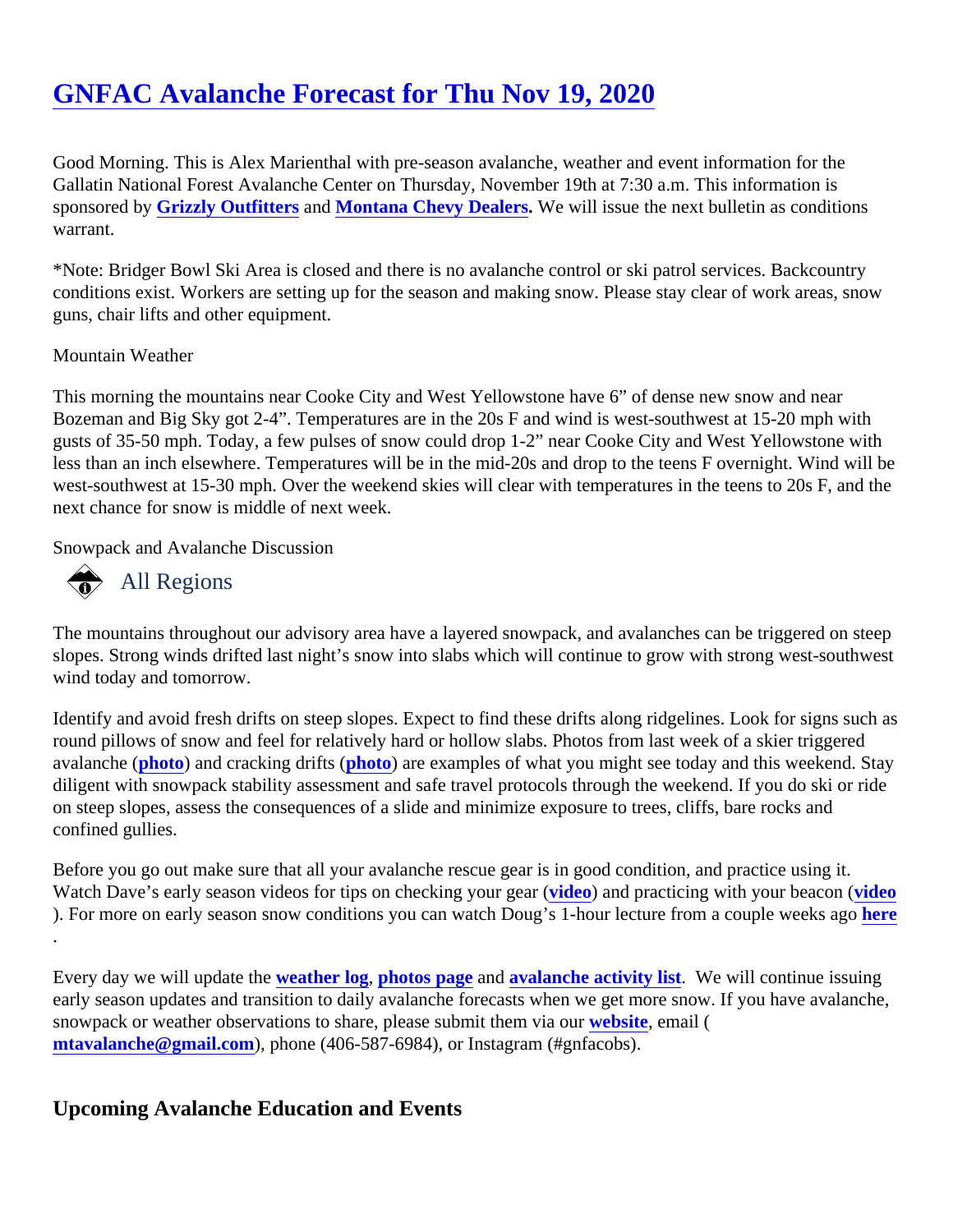# GNFAC Avalanche Forecast for Thu Nov 19, 2020

Good Morning. This is Alex Marienthal with pre-season avalanche, weather and event information for the Gallatin National Forest Avalanche Center on Thursday, November 19th at 7:30 a.m. This information is sponsored by **Grizzly Outfitters** and **Montana Chevy Dealers**. We will issue the next bulletin as conditions warrant.

*Note: Bridger Bowl Ski Area is closed and there is no avalanche control or ski patrol services. Backcountry conditions exist. Workers are setting up for the season and making snow. Please stay clear of work areas, snow guns, chair lifts and other equipment.

Mountain Weather

This morning the mountains near Cooke City and West Yellowstone have 6" of dense new snow and near Bozeman and Big Sky got 2-4". Temperatures are in the 20s F and wind is west-southwest at 15-20 mph with gusts of 35-50 mph. Today, a few pulses of snow could drop 1-2" near Cooke City and West Yellowstone with less than an inch elsewhere. Temperatures will be in the mid-20s and drop to the teens F overnight. Wind will be west-southwest at 15-30 mph. Over the weekend skies will clear with temperatures in the teens to 20s F, and the next chance for snow is middle of next week.

Snowpack and Avalanche Discussion

### All Regions

The mountains throughout our advisory area have a layered snowpack, and avalanches can be triggered on steep slopes. Strong winds drifted last night's snow into slabs which will continue to grow with strong west-southwest wind today and tomorrow.

Identify and avoid fresh drifts on steep slopes. Expect to find these drifts along ridgelines. Look for signs such as round pillows of snow and feel for relatively hard or hollow slabs. Photos from last week of a skier triggered avalanche (**photo**) and cracking drifts (**photo**) are examples of what you might see today and this weekend. Stay diligent with snowpack stability assessment and safe travel protocols through the weekend. If you do ski or ride on steep slopes, assess the consequences of a slide and minimize exposure to trees, cliffs, bare rocks and confined gullies.

Before you go out make sure that all your avalanche rescue gear is in good condition, and practice using it. Watch Dave's early season videos for tips on checking your gear (**video**) and practicing with your beacon (**video**). For more on early season snow conditions you can watch Doug's 1-hour lecture from a couple weeks ago **here**.

Every day we will update the **weather log**, **photos page** and **avalanche activity list**. We will continue issuing early season updates and transition to daily avalanche forecasts when we get more snow. If you have avalanche, snowpack or weather observations to share, please submit them via our **website**, email (**mtavalanche@gmail.com**), phone (406-587-6984), or Instagram (#gnfacobs).

## Upcoming Avalanche Education and Events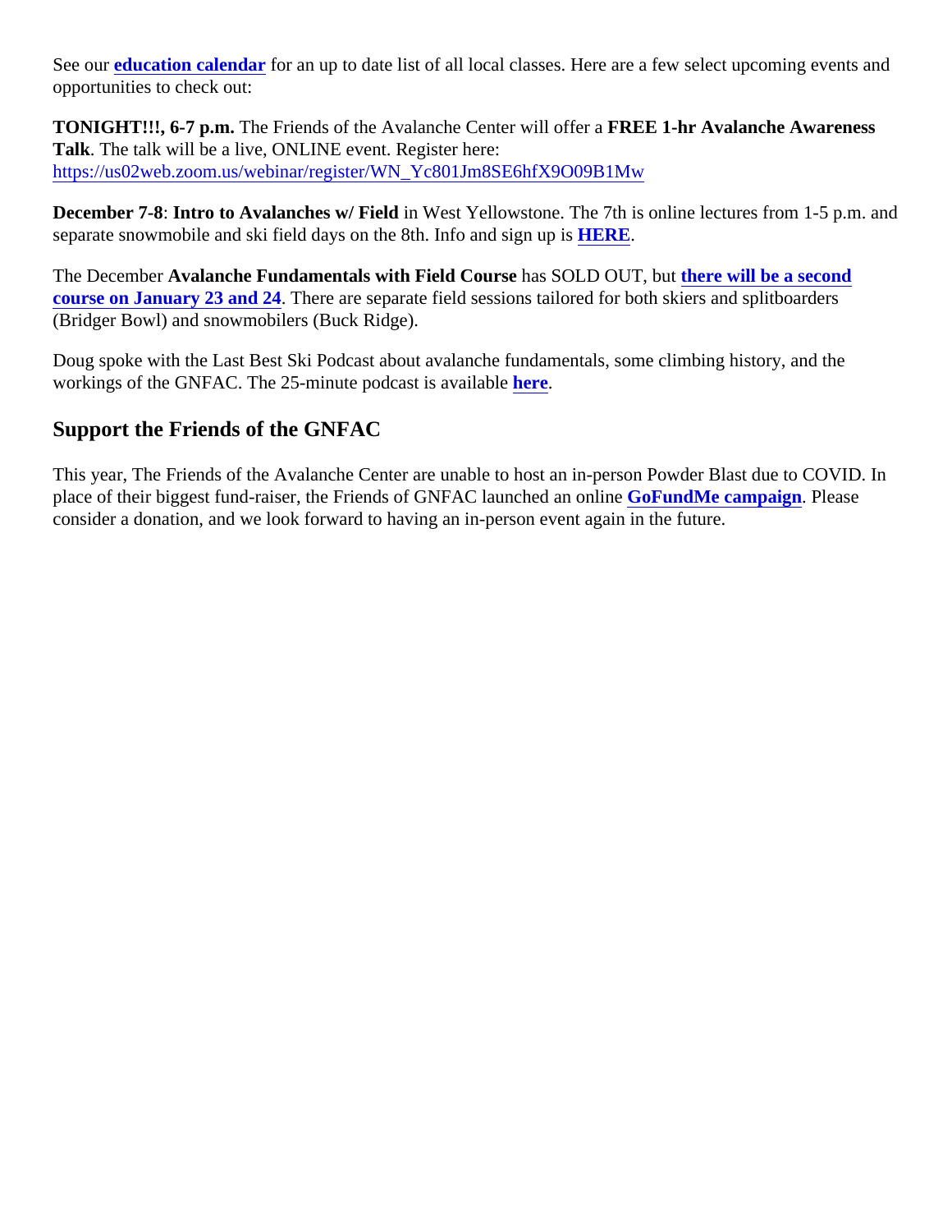See our education calendar for an up to date list of all local classes. Here are a few select upcoming events and opportunities to check out:

**TONIGHT!!!, 6-7 p.m.** The Friends of the Avalanche Center will offer a **FREE 1-hr Avalanche Awareness Talk**. The talk will be a live, ONLINE event. Register here: https://us02web.zoom.us/webinar/register/WN_Yc801Jm8SE6hfX9O09B1Mw

**December 7-8**: **Intro to Avalanches w/ Field** in West Yellowstone. The 7th is online lectures from 1-5 p.m. and separate snowmobile and ski field days on the 8th. Info and sign up is **HERE**.

The December **Avalanche Fundamentals with Field Course** has SOLD OUT, but **there will be a second course on January 23 and 24**. There are separate field sessions tailored for both skiers and splitboarders (Bridger Bowl) and snowmobilers (Buck Ridge).

Doug spoke with the Last Best Ski Podcast about avalanche fundamentals, some climbing history, and the workings of the GNFAC. The 25-minute podcast is available **here**.

## Support the Friends of the GNFAC

This year, The Friends of the Avalanche Center are unable to host an in-person Powder Blast due to COVID. In place of their biggest fund-raiser, the Friends of GNFAC launched an online **GoFundMe campaign**. Please consider a donation, and we look forward to having an in-person event again in the future.